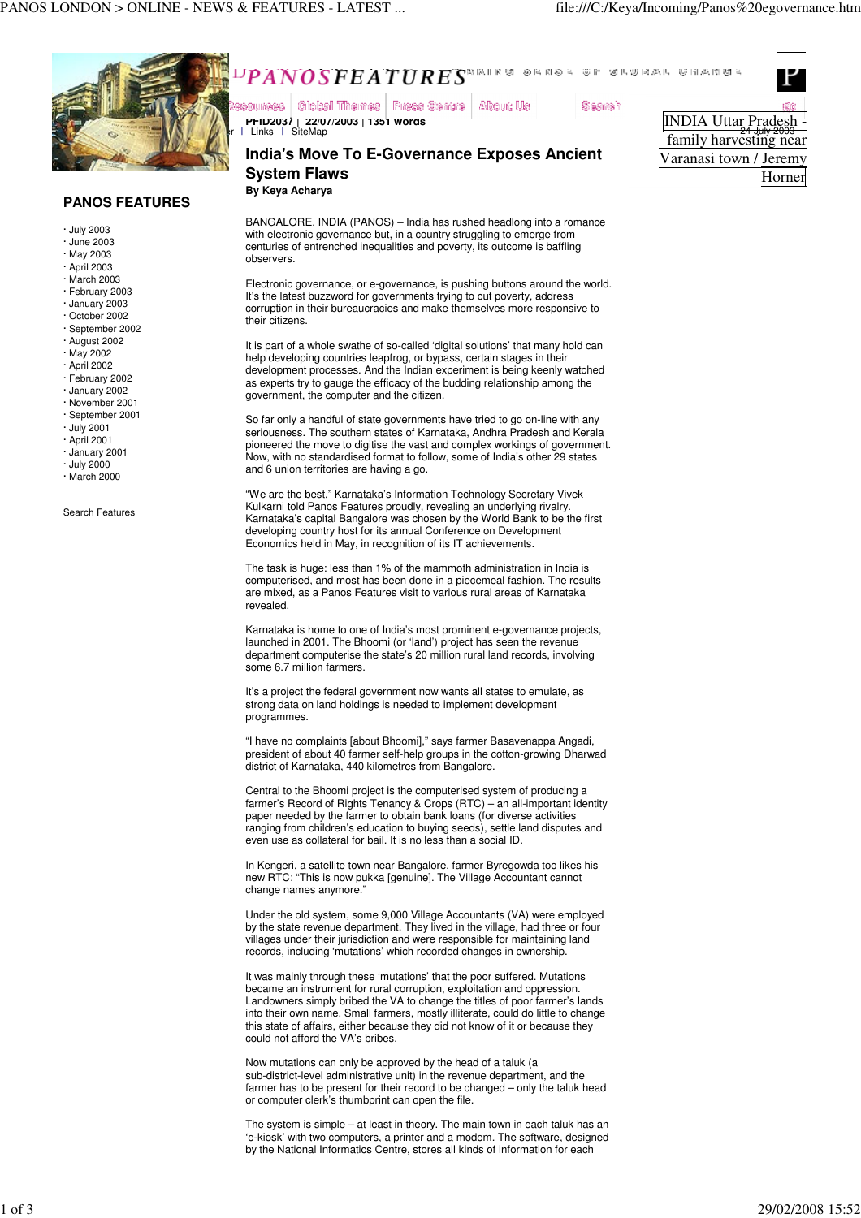PANOS FEATURES

Resources | Global Themes | Press Centre | About Us | Search

er | Links | SiteMap

INDIA Uttar Pradesh - family harvesting near Varanasi town / Jeremy Horner

24 July 2003

## PANOS FEATURES

- July 2003
- June 2003
- May 2003
- April 2003
- March 2003
- February 2003
- January 2003
- October 2002
- September 2002
- August 2002
- May 2002
- April 2002
- February 2002
- January 2002
- November 2001
- September 2001
- July 2001
- April 2001
- January 2001
- July 2000
- March 2000

Search Features

**PFID2037 | 22/07/2003 | 1351 words**

# India's Move To E-Governance Exposes Ancient System Flaws

**By Keya Acharya**

BANGALORE, INDIA (PANOS) – India has rushed headlong into a romance with electronic governance but, in a country struggling to emerge from centuries of entrenched inequalities and poverty, its outcome is baffling observers.

Electronic governance, or e-governance, is pushing buttons around the world. It's the latest buzzword for governments trying to cut poverty, address corruption in their bureaucracies and make themselves more responsive to their citizens.

It is part of a whole swathe of so-called 'digital solutions' that many hold can help developing countries leapfrog, or bypass, certain stages in their development processes. And the Indian experiment is being keenly watched as experts try to gauge the efficacy of the budding relationship among the government, the computer and the citizen.

So far only a handful of state governments have tried to go on-line with any seriousness. The southern states of Karnataka, Andhra Pradesh and Kerala pioneered the move to digitise the vast and complex workings of government. Now, with no standardised format to follow, some of India's other 29 states and 6 union territories are having a go.

"We are the best," Karnataka's Information Technology Secretary Vivek Kulkarni told Panos Features proudly, revealing an underlying rivalry. Karnataka's capital Bangalore was chosen by the World Bank to be the first developing country host for its annual Conference on Development Economics held in May, in recognition of its IT achievements.

The task is huge: less than 1% of the mammoth administration in India is computerised, and most has been done in a piecemeal fashion. The results are mixed, as a Panos Features visit to various rural areas of Karnataka revealed.

Karnataka is home to one of India's most prominent e-governance projects, launched in 2001. The Bhoomi (or 'land') project has seen the revenue department computerise the state's 20 million rural land records, involving some 6.7 million farmers.

It's a project the federal government now wants all states to emulate, as strong data on land holdings is needed to implement development programmes.

"I have no complaints [about Bhoomi]," says farmer Basavenappa Angadi, president of about 40 farmer self-help groups in the cotton-growing Dharwad district of Karnataka, 440 kilometres from Bangalore.

Central to the Bhoomi project is the computerised system of producing a farmer's Record of Rights Tenancy & Crops (RTC) – an all-important identity paper needed by the farmer to obtain bank loans (for diverse activities ranging from children's education to buying seeds), settle land disputes and even use as collateral for bail. It is no less than a social ID.

In Kengeri, a satellite town near Bangalore, farmer Byregowda too likes his new RTC: "This is now pukka [genuine]. The Village Accountant cannot change names anymore."

Under the old system, some 9,000 Village Accountants (VA) were employed by the state revenue department. They lived in the village, had three or four villages under their jurisdiction and were responsible for maintaining land records, including 'mutations' which recorded changes in ownership.

It was mainly through these 'mutations' that the poor suffered. Mutations became an instrument for rural corruption, exploitation and oppression. Landowners simply bribed the VA to change the titles of poor farmer's lands into their own name. Small farmers, mostly illiterate, could do little to change this state of affairs, either because they did not know of it or because they could not afford the VA's bribes.

Now mutations can only be approved by the head of a taluk (a sub-district-level administrative unit) in the revenue department, and the farmer has to be present for their record to be changed – only the taluk head or computer clerk's thumbprint can open the file.

The system is simple – at least in theory. The main town in each taluk has an 'e-kiosk' with two computers, a printer and a modem. The software, designed by the National Informatics Centre, stores all kinds of information for each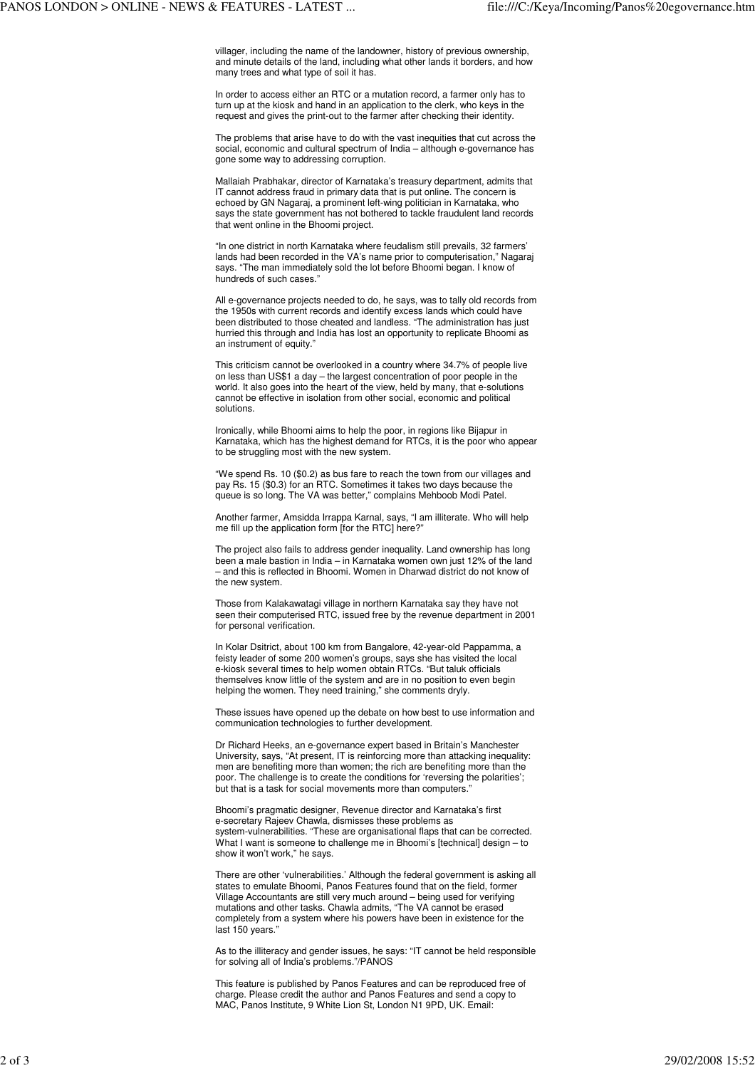villager, including the name of the landowner, history of previous ownership, and minute details of the land, including what other lands it borders, and how many trees and what type of soil it has.

In order to access either an RTC or a mutation record, a farmer only has to turn up at the kiosk and hand in an application to the clerk, who keys in the request and gives the print-out to the farmer after checking their identity.

The problems that arise have to do with the vast inequities that cut across the social, economic and cultural spectrum of India – although e-governance has gone some way to addressing corruption.

Mallaiah Prabhakar, director of Karnataka's treasury department, admits that IT cannot address fraud in primary data that is put online. The concern is echoed by GN Nagaraj, a prominent left-wing politician in Karnataka, who says the state government has not bothered to tackle fraudulent land records that went online in the Bhoomi project.

"In one district in north Karnataka where feudalism still prevails, 32 farmers' lands had been recorded in the VA's name prior to computerisation," Nagaraj says. "The man immediately sold the lot before Bhoomi began. I know of hundreds of such cases."

All e-governance projects needed to do, he says, was to tally old records from the 1950s with current records and identify excess lands which could have been distributed to those cheated and landless. "The administration has just hurried this through and India has lost an opportunity to replicate Bhoomi as an instrument of equity."

This criticism cannot be overlooked in a country where 34.7% of people live on less than US$1 a day – the largest concentration of poor people in the world. It also goes into the heart of the view, held by many, that e-solutions cannot be effective in isolation from other social, economic and political solutions.

Ironically, while Bhoomi aims to help the poor, in regions like Bijapur in Karnataka, which has the highest demand for RTCs, it is the poor who appear to be struggling most with the new system.

"We spend Rs. 10 ($0.2) as bus fare to reach the town from our villages and pay Rs. 15 ($0.3) for an RTC. Sometimes it takes two days because the queue is so long. The VA was better," complains Mehboob Modi Patel.

Another farmer, Amsidda Irrappa Karnal, says, "I am illiterate. Who will help me fill up the application form [for the RTC] here?"

The project also fails to address gender inequality. Land ownership has long been a male bastion in India – in Karnataka women own just 12% of the land – and this is reflected in Bhoomi. Women in Dharwad district do not know of the new system.

Those from Kalakawatagi village in northern Karnataka say they have not seen their computerised RTC, issued free by the revenue department in 2001 for personal verification.

In Kolar Dsitrict, about 100 km from Bangalore, 42-year-old Pappamma, a feisty leader of some 200 women's groups, says she has visited the local e-kiosk several times to help women obtain RTCs. "But taluk officials themselves know little of the system and are in no position to even begin helping the women. They need training," she comments dryly.

These issues have opened up the debate on how best to use information and communication technologies to further development.

Dr Richard Heeks, an e-governance expert based in Britain's Manchester University, says, "At present, IT is reinforcing more than attacking inequality: men are benefiting more than women; the rich are benefiting more than the poor. The challenge is to create the conditions for 'reversing the polarities'; but that is a task for social movements more than computers."

Bhoomi's pragmatic designer, Revenue director and Karnataka's first e-secretary Rajeev Chawla, dismisses these problems as system-vulnerabilities. "These are organisational flaps that can be corrected. What I want is someone to challenge me in Bhoomi's [technical] design – to show it won't work," he says.

There are other 'vulnerabilities.' Although the federal government is asking all states to emulate Bhoomi, Panos Features found that on the field, former Village Accountants are still very much around – being used for verifying mutations and other tasks. Chawla admits, "The VA cannot be erased completely from a system where his powers have been in existence for the last 150 years."

As to the illiteracy and gender issues, he says: "IT cannot be held responsible for solving all of India's problems."/PANOS

This feature is published by Panos Features and can be reproduced free of charge. Please credit the author and Panos Features and send a copy to MAC, Panos Institute, 9 White Lion St, London N1 9PD, UK. Email: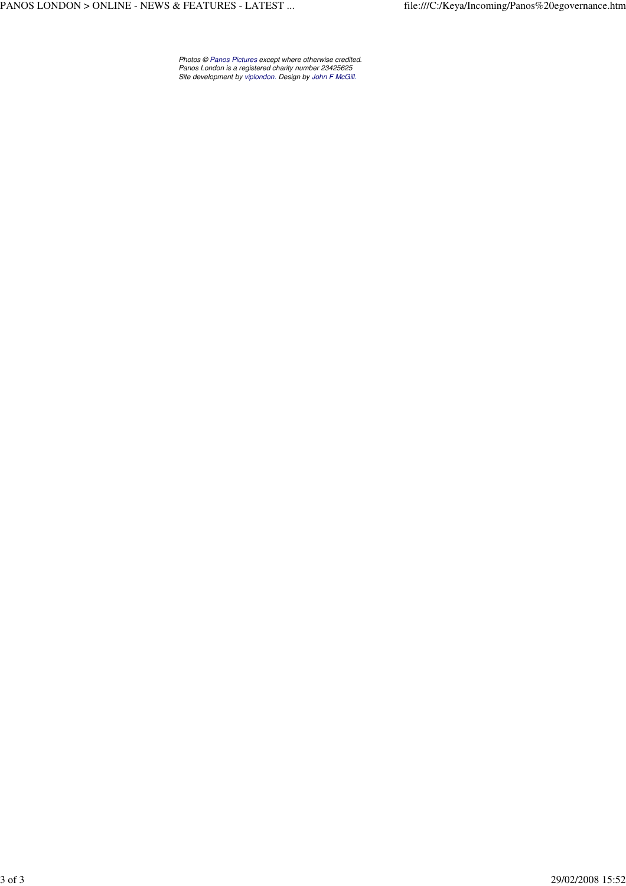*Photos © Panos Pictures except where otherwise credited.*
*Panos London is a registered charity number 23425625*
*Site development by viplondon. Design by John F McGill.*